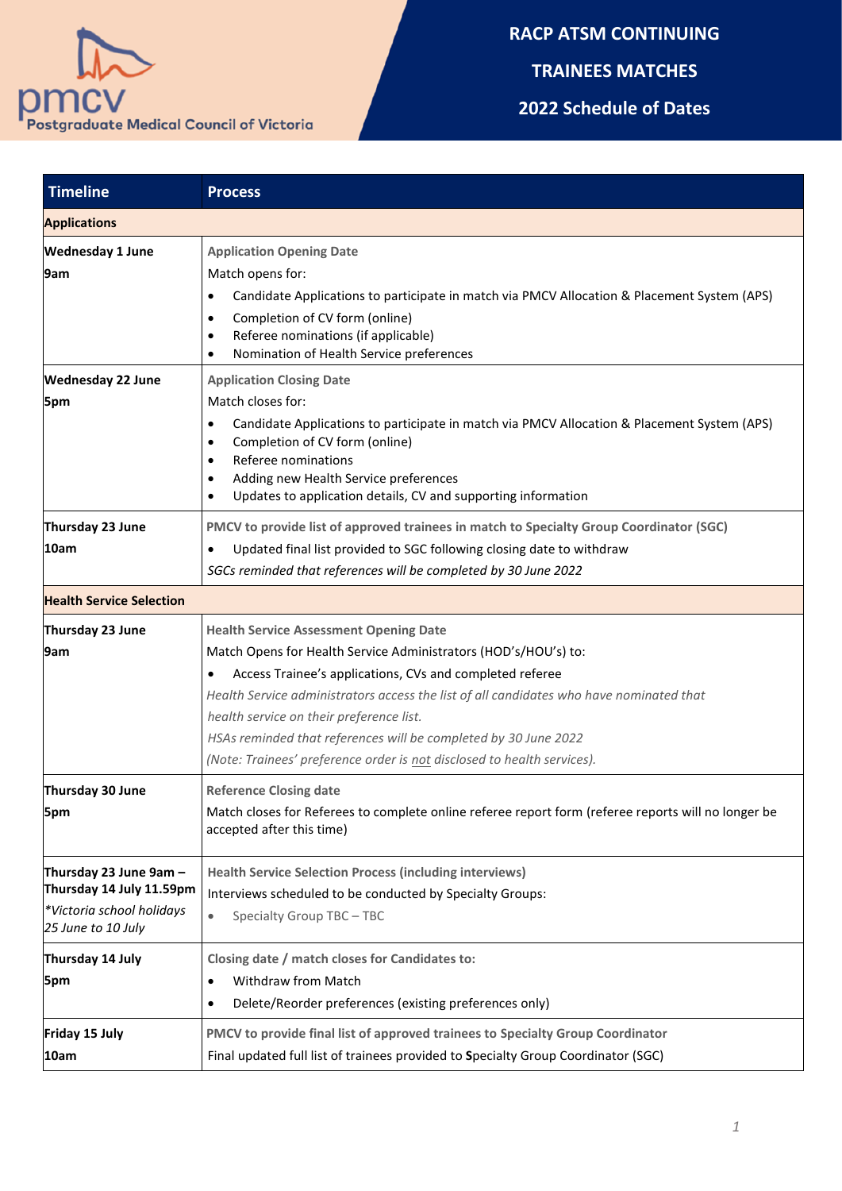Postgraduate Medical Council of Victoria

# RACP ATSM CONTINUING TRAINEES MATCHES

## 2022 Schedule of Dates

| Timeline | Process |
|---|---|
| **Applications** | |
| **Wednesday 1 June**<br>**9am** | **Application Opening Date**<br>Match opens for:<br>• Candidate Applications to participate in match via PMCV Allocation & Placement System (APS)<br>• Completion of CV form (online)<br>• Referee nominations (if applicable)<br>• Nomination of Health Service preferences |
| **Wednesday 22 June**<br>**5pm** | **Application Closing Date**<br>Match closes for:<br>• Candidate Applications to participate in match via PMCV Allocation & Placement System (APS)<br>• Completion of CV form (online)<br>• Referee nominations<br>• Adding new Health Service preferences<br>• Updates to application details, CV and supporting information |
| **Thursday 23 June**<br>**10am** | **PMCV to provide list of approved trainees in match to Specialty Group Coordinator (SGC)**<br>• Updated final list provided to SGC following closing date to withdraw<br>*SGCs reminded that references will be completed by 30 June 2022* |
| **Health Service Selection** | |
| **Thursday 23 June**<br>**9am** | **Health Service Assessment Opening Date**<br>Match Opens for Health Service Administrators (HOD's/HOU's) to:<br>• Access Trainee's applications, CVs and completed referee<br>*Health Service administrators access the list of all candidates who have nominated that health service on their preference list.*<br>*HSAs reminded that references will be completed by 30 June 2022*<br>*(Note: Trainees' preference order is not disclosed to health services).* |
| **Thursday 30 June**<br>**5pm** | **Reference Closing date**<br>Match closes for Referees to complete online referee report form (referee reports will no longer be accepted after this time) |
| **Thursday 23 June 9am – Thursday 14 July 11.59pm**<br>*\*Victoria school holidays 25 June to 10 July* | **Health Service Selection Process (including interviews)**<br>Interviews scheduled to be conducted by Specialty Groups:<br>• Specialty Group TBC – TBC |
| **Thursday 14 July**<br>**5pm** | **Closing date / match closes for Candidates to:**<br>• Withdraw from Match<br>• Delete/Reorder preferences (existing preferences only) |
| **Friday 15 July**<br>**10am** | **PMCV to provide final list of approved trainees to Specialty Group Coordinator**<br>Final updated full list of trainees provided to **S**pecialty Group Coordinator (SGC) |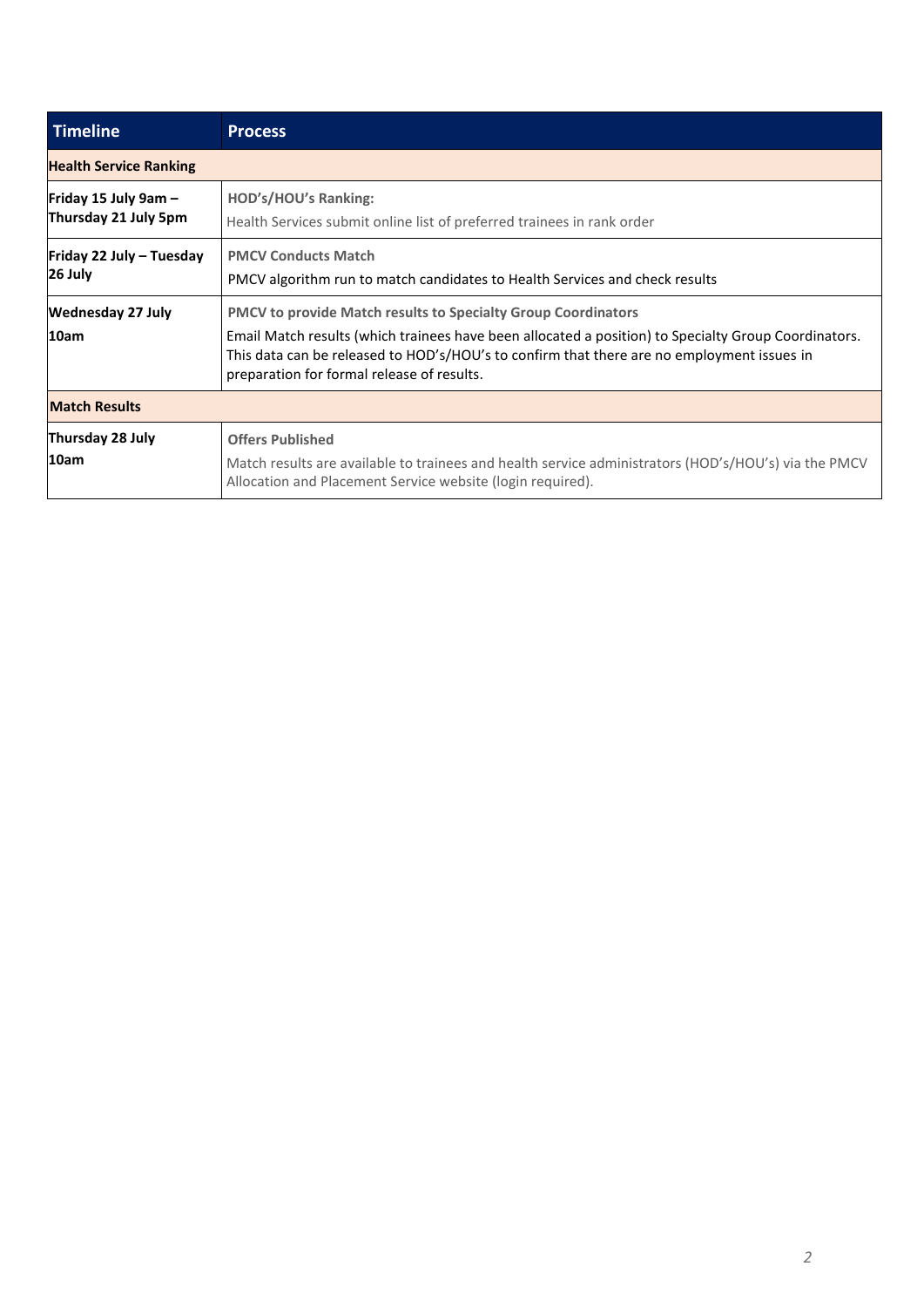| Timeline | Process |
| --- | --- |
| **Health Service Ranking** | |
| **Friday 15 July 9am – Thursday 21 July 5pm** | **HOD's/HOU's Ranking:**<br>Health Services submit online list of preferred trainees in rank order |
| **Friday 22 July – Tuesday 26 July** | **PMCV Conducts Match**<br>PMCV algorithm run to match candidates to Health Services and check results |
| **Wednesday 27 July 10am** | **PMCV to provide Match results to Specialty Group Coordinators**<br>Email Match results (which trainees have been allocated a position) to Specialty Group Coordinators. This data can be released to HOD's/HOU's to confirm that there are no employment issues in preparation for formal release of results. |
| **Match Results** | |
| **Thursday 28 July 10am** | **Offers Published**<br>Match results are available to trainees and health service administrators (HOD's/HOU's) via the PMCV Allocation and Placement Service website (login required). |